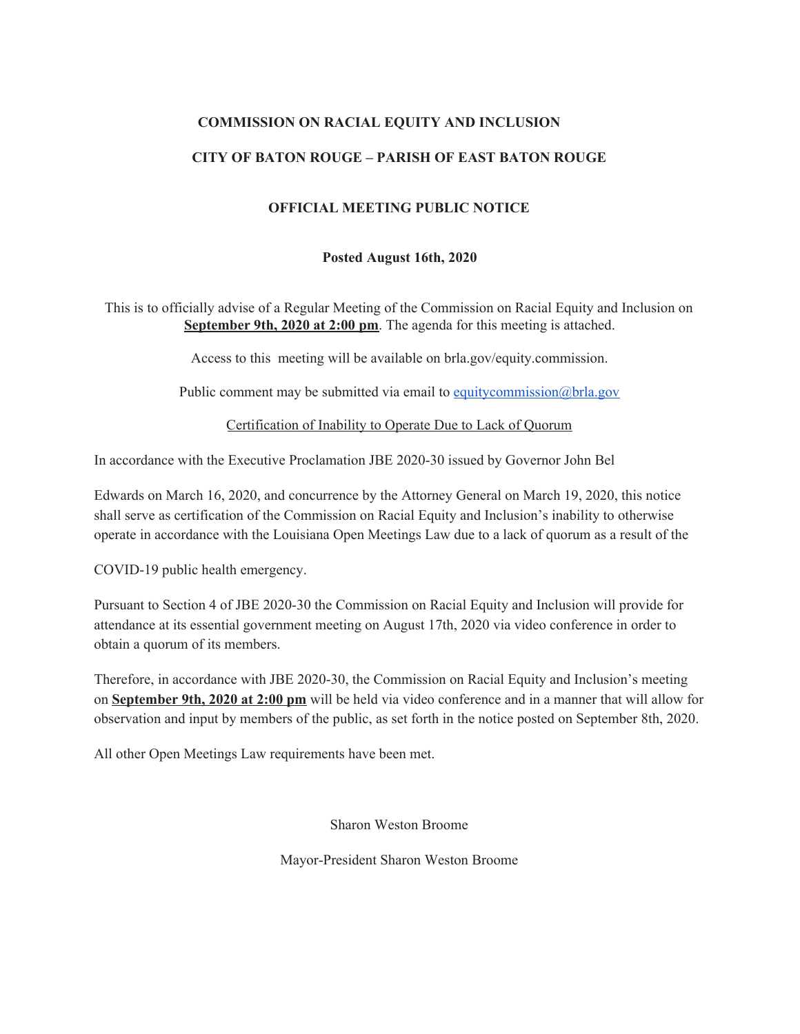# COMMISSION ON RACIAL EQUITY AND INCLUSION

## CITY OF BATON ROUGE – PARISH OF EAST BATON ROUGE

## OFFICIAL MEETING PUBLIC NOTICE

**Posted August 16th, 2020**

This is to officially advise of a Regular Meeting of the Commission on Racial Equity and Inclusion on **September 9th, 2020 at 2:00 pm**. The agenda for this meeting is attached.

Access to this meeting will be available on brla.gov/equity.commission.

Public comment may be submitted via email to equitycommission@brla.gov

Certification of Inability to Operate Due to Lack of Quorum

In accordance with the Executive Proclamation JBE 2020-30 issued by Governor John Bel Edwards on March 16, 2020, and concurrence by the Attorney General on March 19, 2020, this notice shall serve as certification of the Commission on Racial Equity and Inclusion's inability to otherwise operate in accordance with the Louisiana Open Meetings Law due to a lack of quorum as a result of the COVID-19 public health emergency.

Pursuant to Section 4 of JBE 2020-30 the Commission on Racial Equity and Inclusion will provide for attendance at its essential government meeting on August 17th, 2020 via video conference in order to obtain a quorum of its members.

Therefore, in accordance with JBE 2020-30, the Commission on Racial Equity and Inclusion's meeting on **September 9th, 2020 at 2:00 pm** will be held via video conference and in a manner that will allow for observation and input by members of the public, as set forth in the notice posted on September 8th, 2020.

All other Open Meetings Law requirements have been met.

Sharon Weston Broome

Mayor-President Sharon Weston Broome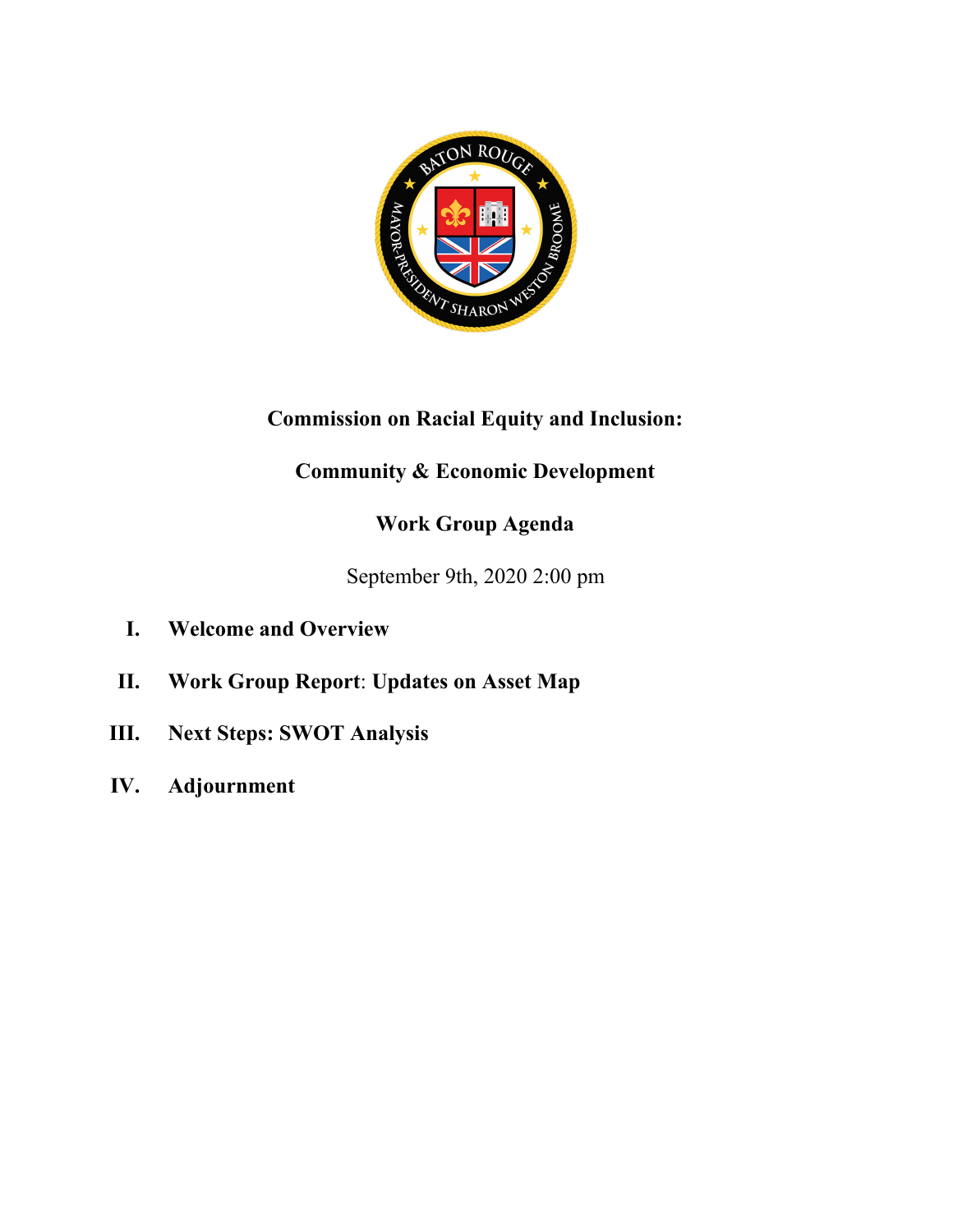**Commission on Racial Equity and Inclusion:**

**Community & Economic Development**

**Work Group Agenda**

September 9th, 2020 2:00 pm

I. **Welcome and Overview**

II. **Work Group Report**: **Updates on Asset Map**

III. **Next Steps: SWOT Analysis**

IV. **Adjournment**